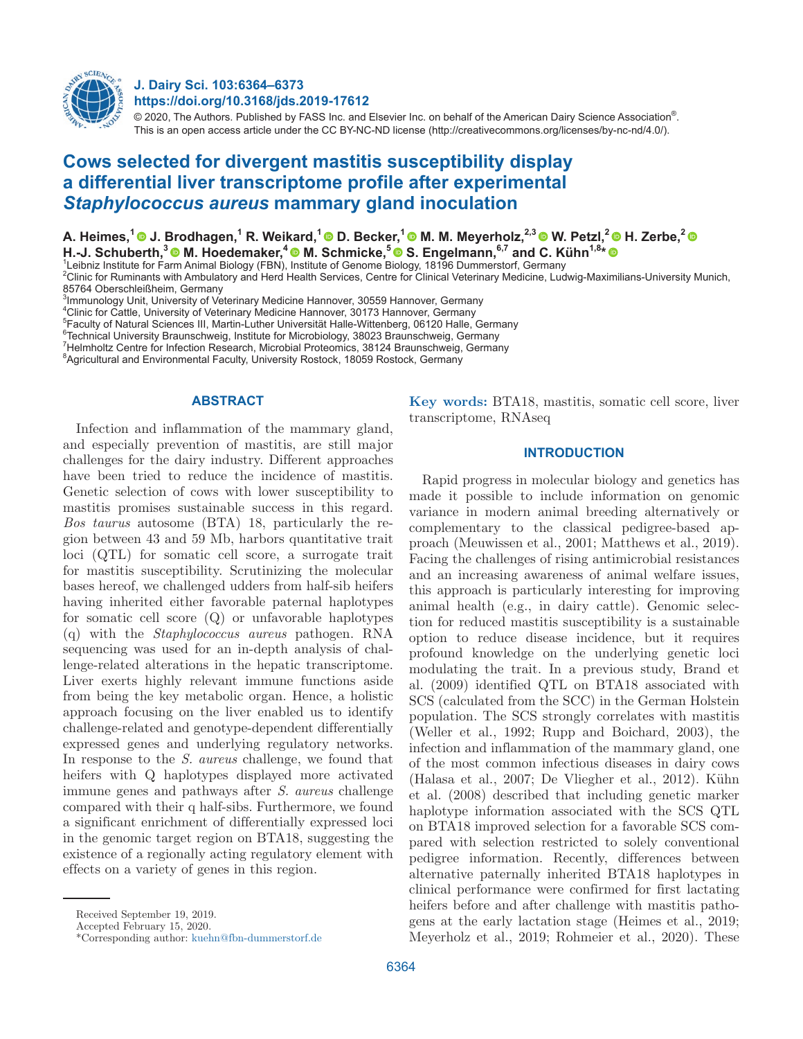# Cows selected for divergent mastitis susceptibility display a differential liver transcriptome profile after experimental *Staphylococcus aureus* mammary gland inoculation

**A. Heimes,[1] J. Brodhagen,[1] R. Weikard,[1] D. Becker,[1] M. M. Meyerholz,[2,3] W. Petzl,[2] H. Zerbe,[2] H.-J. Schuberth,[3] M. Hoedemaker,[4] M. Schmicke,[5] S. Engelmann,[6,7] and C. Kühn[1,8]***

[1]Leibniz Institute for Farm Animal Biology (FBN), Institute of Genome Biology, 18196 Dummerstorf, Germany
[2]Clinic for Ruminants with Ambulatory and Herd Health Services, Centre for Clinical Veterinary Medicine, Ludwig-Maximilians-University Munich, 85764 Oberschleißheim, Germany
[3]Immunology Unit, University of Veterinary Medicine Hannover, 30559 Hannover, Germany
[4]Clinic for Cattle, University of Veterinary Medicine Hannover, 30173 Hannover, Germany
[5]Faculty of Natural Sciences III, Martin-Luther Universität Halle-Wittenberg, 06120 Halle, Germany
[6]Technical University Braunschweig, Institute for Microbiology, 38023 Braunschweig, Germany
[7]Helmholtz Centre for Infection Research, Microbial Proteomics, 38124 Braunschweig, Germany
[8]Agricultural and Environmental Faculty, University Rostock, 18059 Rostock, Germany

## ABSTRACT

Infection and inflammation of the mammary gland, and especially prevention of mastitis, are still major challenges for the dairy industry. Different approaches have been tried to reduce the incidence of mastitis. Genetic selection of cows with lower susceptibility to mastitis promises sustainable success in this regard. *Bos taurus* autosome (BTA) 18, particularly the region between 43 and 59 Mb, harbors quantitative trait loci (QTL) for somatic cell score, a surrogate trait for mastitis susceptibility. Scrutinizing the molecular bases hereof, we challenged udders from half-sib heifers having inherited either favorable paternal haplotypes for somatic cell score (Q) or unfavorable haplotypes (q) with the *Staphylococcus aureus* pathogen. RNA sequencing was used for an in-depth analysis of challenge-related alterations in the hepatic transcriptome. Liver exerts highly relevant immune functions aside from being the key metabolic organ. Hence, a holistic approach focusing on the liver enabled us to identify challenge-related and genotype-dependent differentially expressed genes and underlying regulatory networks. In response to the *S. aureus* challenge, we found that heifers with Q haplotypes displayed more activated immune genes and pathways after *S. aureus* challenge compared with their q half-sibs. Furthermore, we found a significant enrichment of differentially expressed loci in the genomic target region on BTA18, suggesting the existence of a regionally acting regulatory element with effects on a variety of genes in this region.

**Key words:** BTA18, mastitis, somatic cell score, liver transcriptome, RNAseq

## INTRODUCTION

Rapid progress in molecular biology and genetics has made it possible to include information on genomic variance in modern animal breeding alternatively or complementary to the classical pedigree-based approach (Meuwissen et al., 2001; Matthews et al., 2019). Facing the challenges of rising antimicrobial resistances and an increasing awareness of animal welfare issues, this approach is particularly interesting for improving animal health (e.g., in dairy cattle). Genomic selection for reduced mastitis susceptibility is a sustainable option to reduce disease incidence, but it requires profound knowledge on the underlying genetic loci modulating the trait. In a previous study, Brand et al. (2009) identified QTL on BTA18 associated with SCS (calculated from the SCC) in the German Holstein population. The SCS strongly correlates with mastitis (Weller et al., 1992; Rupp and Boichard, 2003), the infection and inflammation of the mammary gland, one of the most common infectious diseases in dairy cows (Halasa et al., 2007; De Vliegher et al., 2012). Kühn et al. (2008) described that including genetic marker haplotype information associated with the SCS QTL on BTA18 improved selection for a favorable SCS compared with selection restricted to solely conventional pedigree information. Recently, differences between alternative paternally inherited BTA18 haplotypes in clinical performance were confirmed for first lactating heifers before and after challenge with mastitis pathogens at the early lactation stage (Heimes et al., 2019; Meyerholz et al., 2019; Rohmeier et al., 2020). These

Received September 19, 2019.
Accepted February 15, 2020.
*Corresponding author: kuehn@fbn-dummerstorf.de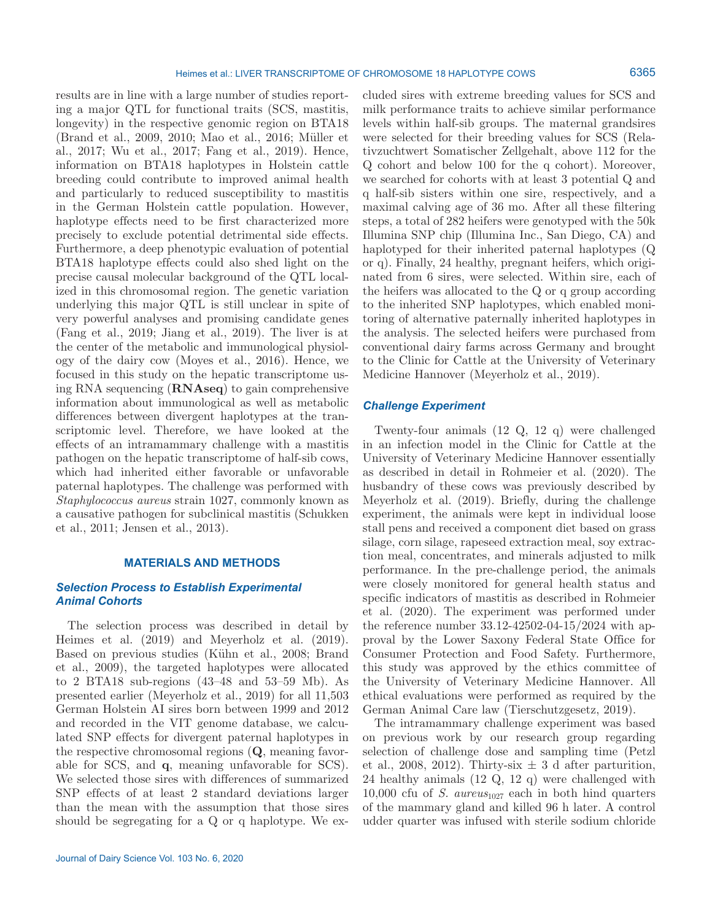results are in line with a large number of studies reporting a major QTL for functional traits (SCS, mastitis, longevity) in the respective genomic region on BTA18 (Brand et al., 2009, 2010; Mao et al., 2016; Müller et al., 2017; Wu et al., 2017; Fang et al., 2019). Hence, information on BTA18 haplotypes in Holstein cattle breeding could contribute to improved animal health and particularly to reduced susceptibility to mastitis in the German Holstein cattle population. However, haplotype effects need to be first characterized more precisely to exclude potential detrimental side effects. Furthermore, a deep phenotypic evaluation of potential BTA18 haplotype effects could also shed light on the precise causal molecular background of the QTL localized in this chromosomal region. The genetic variation underlying this major QTL is still unclear in spite of very powerful analyses and promising candidate genes (Fang et al., 2019; Jiang et al., 2019). The liver is at the center of the metabolic and immunological physiology of the dairy cow (Moyes et al., 2016). Hence, we focused in this study on the hepatic transcriptome using RNA sequencing (**RNAseq**) to gain comprehensive information about immunological as well as metabolic differences between divergent haplotypes at the transcriptomic level. Therefore, we have looked at the effects of an intramammary challenge with a mastitis pathogen on the hepatic transcriptome of half-sib cows, which had inherited either favorable or unfavorable paternal haplotypes. The challenge was performed with *Staphylococcus aureus* strain 1027, commonly known as a causative pathogen for subclinical mastitis (Schukken et al., 2011; Jensen et al., 2013).

## MATERIALS AND METHODS

### Selection Process to Establish Experimental Animal Cohorts

The selection process was described in detail by Heimes et al. (2019) and Meyerholz et al. (2019). Based on previous studies (Kühn et al., 2008; Brand et al., 2009), the targeted haplotypes were allocated to 2 BTA18 sub-regions (43–48 and 53–59 Mb). As presented earlier (Meyerholz et al., 2019) for all 11,503 German Holstein AI sires born between 1999 and 2012 and recorded in the VIT genome database, we calculated SNP effects for divergent paternal haplotypes in the respective chromosomal regions (**Q**, meaning favorable for SCS, and **q**, meaning unfavorable for SCS). We selected those sires with differences of summarized SNP effects of at least 2 standard deviations larger than the mean with the assumption that those sires should be segregating for a Q or q haplotype. We excluded sires with extreme breeding values for SCS and milk performance traits to achieve similar performance levels within half-sib groups. The maternal grandsires were selected for their breeding values for SCS (Relativzuchtwert Somatischer Zellgehalt, above 112 for the Q cohort and below 100 for the q cohort). Moreover, we searched for cohorts with at least 3 potential Q and q half-sib sisters within one sire, respectively, and a maximal calving age of 36 mo. After all these filtering steps, a total of 282 heifers were genotyped with the 50k Illumina SNP chip (Illumina Inc., San Diego, CA) and haplotyped for their inherited paternal haplotypes (Q or q). Finally, 24 healthy, pregnant heifers, which originated from 6 sires, were selected. Within sire, each of the heifers was allocated to the Q or q group according to the inherited SNP haplotypes, which enabled monitoring of alternative paternally inherited haplotypes in the analysis. The selected heifers were purchased from conventional dairy farms across Germany and brought to the Clinic for Cattle at the University of Veterinary Medicine Hannover (Meyerholz et al., 2019).

### Challenge Experiment

Twenty-four animals (12 Q, 12 q) were challenged in an infection model in the Clinic for Cattle at the University of Veterinary Medicine Hannover essentially as described in detail in Rohmeier et al. (2020). The husbandry of these cows was previously described by Meyerholz et al. (2019). Briefly, during the challenge experiment, the animals were kept in individual loose stall pens and received a component diet based on grass silage, corn silage, rapeseed extraction meal, soy extraction meal, concentrates, and minerals adjusted to milk performance. In the pre-challenge period, the animals were closely monitored for general health status and specific indicators of mastitis as described in Rohmeier et al. (2020). The experiment was performed under the reference number 33.12-42502-04-15/2024 with approval by the Lower Saxony Federal State Office for Consumer Protection and Food Safety. Furthermore, this study was approved by the ethics committee of the University of Veterinary Medicine Hannover. All ethical evaluations were performed as required by the German Animal Care law (Tierschutzgesetz, 2019).

The intramammary challenge experiment was based on previous work by our research group regarding selection of challenge dose and sampling time (Petzl et al., 2008, 2012). Thirty-six ± 3 d after parturition, 24 healthy animals (12 Q, 12 q) were challenged with 10,000 cfu of *S. aureus*$_{1027}$ each in both hind quarters of the mammary gland and killed 96 h later. A control udder quarter was infused with sterile sodium chloride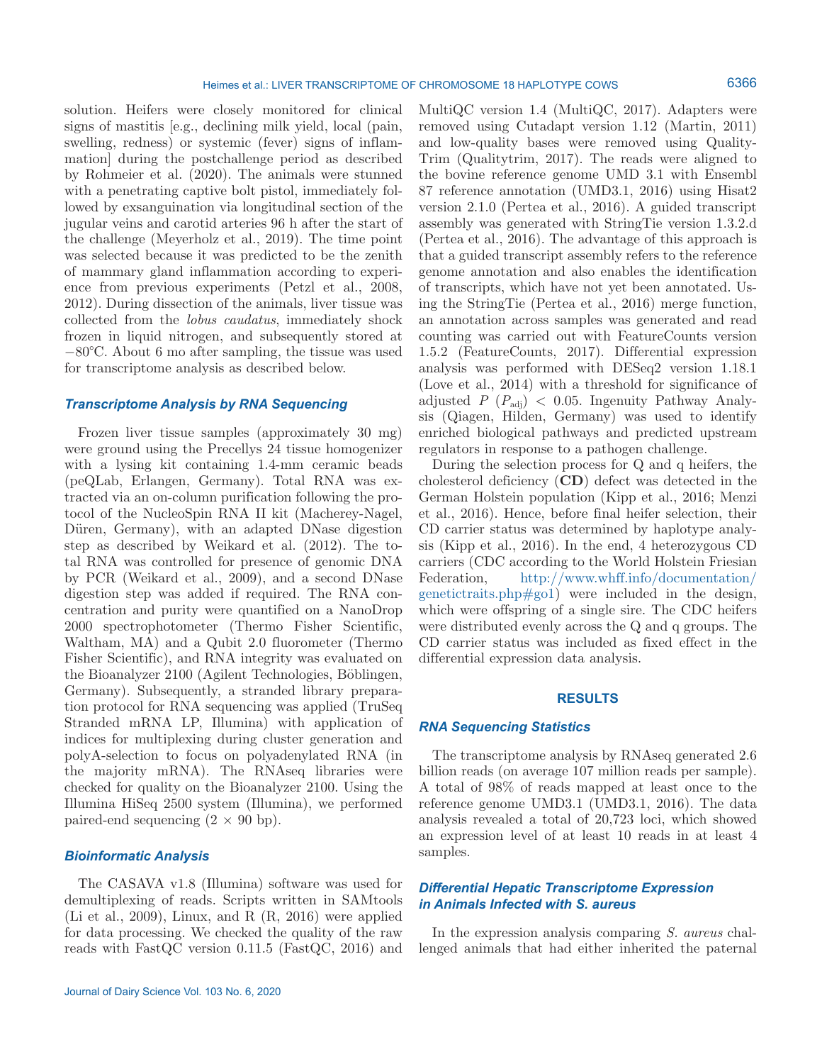solution. Heifers were closely monitored for clinical signs of mastitis [e.g., declining milk yield, local (pain, swelling, redness) or systemic (fever) signs of inflammation] during the postchallenge period as described by Rohmeier et al. (2020). The animals were stunned with a penetrating captive bolt pistol, immediately followed by exsanguination via longitudinal section of the jugular veins and carotid arteries 96 h after the start of the challenge (Meyerholz et al., 2019). The time point was selected because it was predicted to be the zenith of mammary gland inflammation according to experience from previous experiments (Petzl et al., 2008, 2012). During dissection of the animals, liver tissue was collected from the *lobus caudatus*, immediately shock frozen in liquid nitrogen, and subsequently stored at −80°C. About 6 mo after sampling, the tissue was used for transcriptome analysis as described below.

### Transcriptome Analysis by RNA Sequencing

Frozen liver tissue samples (approximately 30 mg) were ground using the Precellys 24 tissue homogenizer with a lysing kit containing 1.4-mm ceramic beads (peQLab, Erlangen, Germany). Total RNA was extracted via an on-column purification following the protocol of the NucleoSpin RNA II kit (Macherey-Nagel, Düren, Germany), with an adapted DNase digestion step as described by Weikard et al. (2012). The total RNA was controlled for presence of genomic DNA by PCR (Weikard et al., 2009), and a second DNase digestion step was added if required. The RNA concentration and purity were quantified on a NanoDrop 2000 spectrophotometer (Thermo Fisher Scientific, Waltham, MA) and a Qubit 2.0 fluorometer (Thermo Fisher Scientific), and RNA integrity was evaluated on the Bioanalyzer 2100 (Agilent Technologies, Böblingen, Germany). Subsequently, a stranded library preparation protocol for RNA sequencing was applied (TruSeq Stranded mRNA LP, Illumina) with application of indices for multiplexing during cluster generation and polyA-selection to focus on polyadenylated RNA (in the majority mRNA). The RNAseq libraries were checked for quality on the Bioanalyzer 2100. Using the Illumina HiSeq 2500 system (Illumina), we performed paired-end sequencing (2 × 90 bp).

### Bioinformatic Analysis

The CASAVA v1.8 (Illumina) software was used for demultiplexing of reads. Scripts written in SAMtools (Li et al., 2009), Linux, and R (R, 2016) were applied for data processing. We checked the quality of the raw reads with FastQC version 0.11.5 (FastQC, 2016) and MultiQC version 1.4 (MultiQC, 2017). Adapters were removed using Cutadapt version 1.12 (Martin, 2011) and low-quality bases were removed using QualityTrim (Qualitytrim, 2017). The reads were aligned to the bovine reference genome UMD 3.1 with Ensembl 87 reference annotation (UMD3.1, 2016) using Hisat2 version 2.1.0 (Pertea et al., 2016). A guided transcript assembly was generated with StringTie version 1.3.2.d (Pertea et al., 2016). The advantage of this approach is that a guided transcript assembly refers to the reference genome annotation and also enables the identification of transcripts, which have not yet been annotated. Using the StringTie (Pertea et al., 2016) merge function, an annotation across samples was generated and read counting was carried out with FeatureCounts version 1.5.2 (FeatureCounts, 2017). Differential expression analysis was performed with DESeq2 version 1.18.1 (Love et al., 2014) with a threshold for significance of adjusted $P$ ($P_{adj}$) < 0.05. Ingenuity Pathway Analysis (Qiagen, Hilden, Germany) was used to identify enriched biological pathways and predicted upstream regulators in response to a pathogen challenge.

During the selection process for Q and q heifers, the cholesterol deficiency (**CD**) defect was detected in the German Holstein population (Kipp et al., 2016; Menzi et al., 2016). Hence, before final heifer selection, their CD carrier status was determined by haplotype analysis (Kipp et al., 2016). In the end, 4 heterozygous CD carriers (CDC according to the World Holstein Friesian Federation, http://www.whff.info/documentation/genetictraits.php#go1) were included in the design, which were offspring of a single sire. The CDC heifers were distributed evenly across the Q and q groups. The CD carrier status was included as fixed effect in the differential expression data analysis.

## RESULTS

### RNA Sequencing Statistics

The transcriptome analysis by RNAseq generated 2.6 billion reads (on average 107 million reads per sample). A total of 98% of reads mapped at least once to the reference genome UMD3.1 (UMD3.1, 2016). The data analysis revealed a total of 20,723 loci, which showed an expression level of at least 10 reads in at least 4 samples.

### Differential Hepatic Transcriptome Expression in Animals Infected with *S. aureus*

In the expression analysis comparing *S. aureus* challenged animals that had either inherited the paternal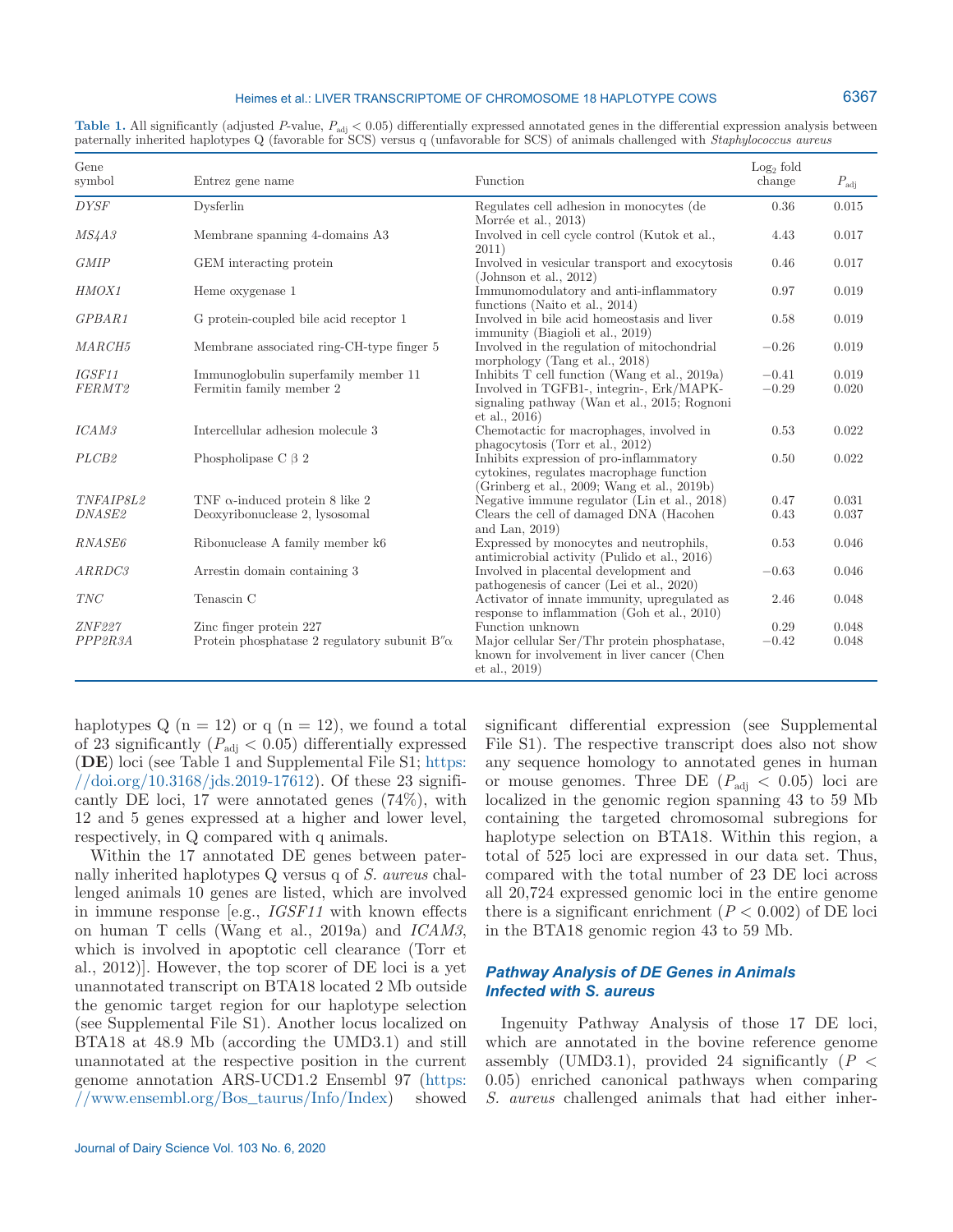**Table 1.** All significantly (adjusted *P*-value, $P_{adj} < 0.05$) differentially expressed annotated genes in the differential expression analysis between paternally inherited haplotypes Q (favorable for SCS) versus q (unfavorable for SCS) of animals challenged with *Staphylococcus aureus*

| Gene symbol | Entrez gene name | Function | $Log_2$ fold change | $P_{adj}$ |
|---|---|---|---|---|
| *DYSF* | Dysferlin | Regulates cell adhesion in monocytes (de Morrée et al., 2013) | 0.36 | 0.015 |
| *MS4A3* | Membrane spanning 4-domains A3 | Involved in cell cycle control (Kutok et al., 2011) | 4.43 | 0.017 |
| *GMIP* | GEM interacting protein | Involved in vesicular transport and exocytosis (Johnson et al., 2012) | 0.46 | 0.017 |
| *HMOX1* | Heme oxygenase 1 | Immunomodulatory and anti-inflammatory functions (Naito et al., 2014) | 0.97 | 0.019 |
| *GPBAR1* | G protein-coupled bile acid receptor 1 | Involved in bile acid homeostasis and liver immunity (Biagioli et al., 2019) | 0.58 | 0.019 |
| *MARCH5* | Membrane associated ring-CH-type finger 5 | Involved in the regulation of mitochondrial morphology (Tang et al., 2018) | −0.26 | 0.019 |
| *IGSF11* | Immunoglobulin superfamily member 11 | Inhibits T cell function (Wang et al., 2019a) | −0.41 | 0.019 |
| *FERMT2* | Fermitin family member 2 | Involved in TGFB1-, integrin-, Erk/MAPK-signaling pathway (Wan et al., 2015; Rognoni et al., 2016) | −0.29 | 0.020 |
| *ICAM3* | Intercellular adhesion molecule 3 | Chemotactic for macrophages, involved in phagocytosis (Torr et al., 2012) | 0.53 | 0.022 |
| *PLCB2* | Phospholipase C β 2 | Inhibits expression of pro-inflammatory cytokines, regulates macrophage function (Grinberg et al., 2009; Wang et al., 2019b) | 0.50 | 0.022 |
| *TNFAIP8L2* | TNF α-induced protein 8 like 2 | Negative immune regulator (Lin et al., 2018) | 0.47 | 0.031 |
| *DNASE2* | Deoxyribonuclease 2, lysosomal | Clears the cell of damaged DNA (Hacohen and Lan, 2019) | 0.43 | 0.037 |
| *RNASE6* | Ribonuclease A family member k6 | Expressed by monocytes and neutrophils, antimicrobial activity (Pulido et al., 2016) | 0.53 | 0.046 |
| *ARRDC3* | Arrestin domain containing 3 | Involved in placental development and pathogenesis of cancer (Lei et al., 2020) | −0.63 | 0.046 |
| *TNC* | Tenascin C | Activator of innate immunity, upregulated as response to inflammation (Goh et al., 2010) | 2.46 | 0.048 |
| *ZNF227* | Zinc finger protein 227 | Function unknown | 0.29 | 0.048 |
| *PPP2R3A* | Protein phosphatase 2 regulatory subunit B″α | Major cellular Ser/Thr protein phosphatase, known for involvement in liver cancer (Chen et al., 2019) | −0.42 | 0.048 |

haplotypes Q (n = 12) or q (n = 12), we found a total of 23 significantly ($P_{adj} < 0.05$) differentially expressed (**DE**) loci (see Table 1 and Supplemental File S1; https://doi.org/10.3168/jds.2019-17612). Of these 23 significantly DE loci, 17 were annotated genes (74%), with 12 and 5 genes expressed at a higher and lower level, respectively, in Q compared with q animals.

Within the 17 annotated DE genes between paternally inherited haplotypes Q versus q of *S. aureus* challenged animals 10 genes are listed, which are involved in immune response [e.g., *IGSF11* with known effects on human T cells (Wang et al., 2019a) and *ICAM3*, which is involved in apoptotic cell clearance (Torr et al., 2012)]. However, the top scorer of DE loci is a yet unannotated transcript on BTA18 located 2 Mb outside the genomic target region for our haplotype selection (see Supplemental File S1). Another locus localized on BTA18 at 48.9 Mb (according the UMD3.1) and still unannotated at the respective position in the current genome annotation ARS-UCD1.2 Ensembl 97 (https://www.ensembl.org/Bos_taurus/Info/Index) showed significant differential expression (see Supplemental File S1). The respective transcript does also not show any sequence homology to annotated genes in human or mouse genomes. Three DE ($P_{adj} < 0.05$) loci are localized in the genomic region spanning 43 to 59 Mb containing the targeted chromosomal subregions for haplotype selection on BTA18. Within this region, a total of 525 loci are expressed in our data set. Thus, compared with the total number of 23 DE loci across all 20,724 expressed genomic loci in the entire genome there is a significant enrichment ($P < 0.002$) of DE loci in the BTA18 genomic region 43 to 59 Mb.

### *Pathway Analysis of DE Genes in Animals Infected with S. aureus*

Ingenuity Pathway Analysis of those 17 DE loci, which are annotated in the bovine reference genome assembly (UMD3.1), provided 24 significantly ($P < 0.05$) enriched canonical pathways when comparing *S. aureus* challenged animals that had either inher-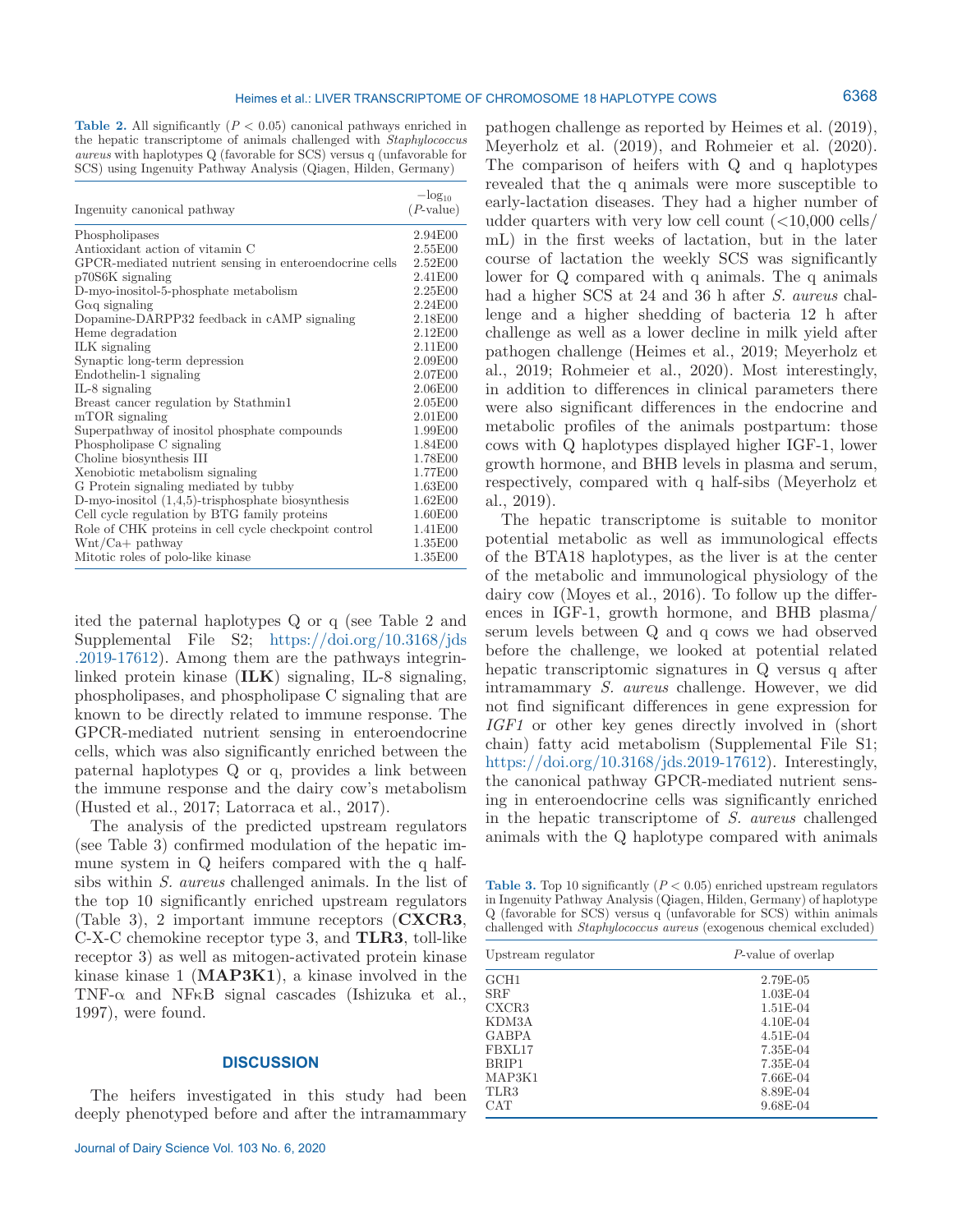**Table 2.** All significantly ($P < 0.05$) canonical pathways enriched in the hepatic transcriptome of animals challenged with *Staphylococcus aureus* with haplotypes Q (favorable for SCS) versus q (unfavorable for SCS) using Ingenuity Pathway Analysis (Qiagen, Hilden, Germany)

| Ingenuity canonical pathway | $-\log_{10}$ ($P$-value) |
|---|---|
| Phospholipases | 2.94E00 |
| Antioxidant action of vitamin C | 2.55E00 |
| GPCR-mediated nutrient sensing in enteroendocrine cells | 2.52E00 |
| p70S6K signaling | 2.41E00 |
| D-myo-inositol-5-phosphate metabolism | 2.25E00 |
| Gαq signaling | 2.24E00 |
| Dopamine-DARPP32 feedback in cAMP signaling | 2.18E00 |
| Heme degradation | 2.12E00 |
| ILK signaling | 2.11E00 |
| Synaptic long-term depression | 2.09E00 |
| Endothelin-1 signaling | 2.07E00 |
| IL-8 signaling | 2.06E00 |
| Breast cancer regulation by Stathmin1 | 2.05E00 |
| mTOR signaling | 2.01E00 |
| Superpathway of inositol phosphate compounds | 1.99E00 |
| Phospholipase C signaling | 1.84E00 |
| Choline biosynthesis III | 1.78E00 |
| Xenobiotic metabolism signaling | 1.77E00 |
| G Protein signaling mediated by tubby | 1.63E00 |
| D-myo-inositol (1,4,5)-trisphosphate biosynthesis | 1.62E00 |
| Cell cycle regulation by BTG family proteins | 1.60E00 |
| Role of CHK proteins in cell cycle checkpoint control | 1.41E00 |
| Wnt/Ca+ pathway | 1.35E00 |
| Mitotic roles of polo-like kinase | 1.35E00 |

ited the paternal haplotypes Q or q (see Table 2 and Supplemental File S2; https://doi.org/10.3168/jds.2019-17612). Among them are the pathways integrin-linked protein kinase (**ILK**) signaling, IL-8 signaling, phospholipases, and phospholipase C signaling that are known to be directly related to immune response. The GPCR-mediated nutrient sensing in enteroendocrine cells, which was also significantly enriched between the paternal haplotypes Q or q, provides a link between the immune response and the dairy cow's metabolism (Husted et al., 2017; Latorraca et al., 2017).

The analysis of the predicted upstream regulators (see Table 3) confirmed modulation of the hepatic immune system in Q heifers compared with the q half-sibs within *S. aureus* challenged animals. In the list of the top 10 significantly enriched upstream regulators (Table 3), 2 important immune receptors (**CXCR3**, C-X-C chemokine receptor type 3, and **TLR3**, toll-like receptor 3) as well as mitogen-activated protein kinase kinase kinase 1 (**MAP3K1**), a kinase involved in the TNF-α and NFκB signal cascades (Ishizuka et al., 1997), were found.

## DISCUSSION

The heifers investigated in this study had been deeply phenotyped before and after the intramammary pathogen challenge as reported by Heimes et al. (2019), Meyerholz et al. (2019), and Rohmeier et al. (2020). The comparison of heifers with Q and q haplotypes revealed that the q animals were more susceptible to early-lactation diseases. They had a higher number of udder quarters with very low cell count (<10,000 cells/mL) in the first weeks of lactation, but in the later course of lactation the weekly SCS was significantly lower for Q compared with q animals. The q animals had a higher SCS at 24 and 36 h after *S. aureus* challenge and a higher shedding of bacteria 12 h after challenge as well as a lower decline in milk yield after pathogen challenge (Heimes et al., 2019; Meyerholz et al., 2019; Rohmeier et al., 2020). Most interestingly, in addition to differences in clinical parameters there were also significant differences in the endocrine and metabolic profiles of the animals postpartum: those cows with Q haplotypes displayed higher IGF-1, lower growth hormone, and BHB levels in plasma and serum, respectively, compared with q half-sibs (Meyerholz et al., 2019).

The hepatic transcriptome is suitable to monitor potential metabolic as well as immunological effects of the BTA18 haplotypes, as the liver is at the center of the metabolic and immunological physiology of the dairy cow (Moyes et al., 2016). To follow up the differences in IGF-1, growth hormone, and BHB plasma/serum levels between Q and q cows we had observed before the challenge, we looked at potential related hepatic transcriptomic signatures in Q versus q after intramammary *S. aureus* challenge. However, we did not find significant differences in gene expression for *IGF1* or other key genes directly involved in (short chain) fatty acid metabolism (Supplemental File S1; https://doi.org/10.3168/jds.2019-17612). Interestingly, the canonical pathway GPCR-mediated nutrient sensing in enteroendocrine cells was significantly enriched in the hepatic transcriptome of *S. aureus* challenged animals with the Q haplotype compared with animals

**Table 3.** Top 10 significantly ($P < 0.05$) enriched upstream regulators in Ingenuity Pathway Analysis (Qiagen, Hilden, Germany) of haplotype Q (favorable for SCS) versus q (unfavorable for SCS) within animals challenged with *Staphylococcus aureus* (exogenous chemical excluded)

| Upstream regulator | $P$-value of overlap |
|---|---|
| GCH1 | 2.79E-05 |
| SRF | 1.03E-04 |
| CXCR3 | 1.51E-04 |
| KDM3A | 4.10E-04 |
| GABPA | 4.51E-04 |
| FBXL17 | 7.35E-04 |
| BRIP1 | 7.35E-04 |
| MAP3K1 | 7.66E-04 |
| TLR3 | 8.89E-04 |
| CAT | 9.68E-04 |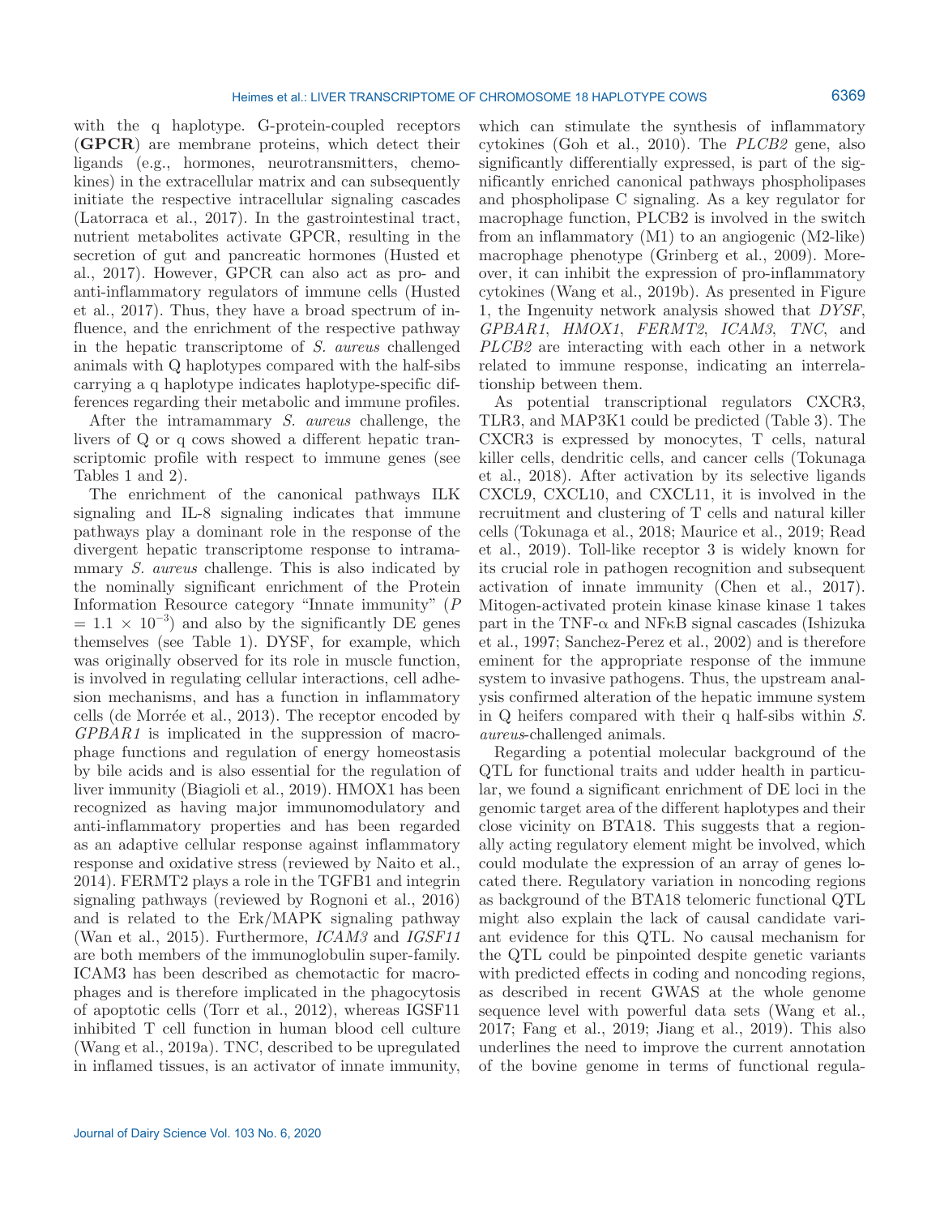with the q haplotype. G-protein-coupled receptors (**GPCR**) are membrane proteins, which detect their ligands (e.g., hormones, neurotransmitters, chemokines) in the extracellular matrix and can subsequently initiate the respective intracellular signaling cascades (Latorraca et al., 2017). In the gastrointestinal tract, nutrient metabolites activate GPCR, resulting in the secretion of gut and pancreatic hormones (Husted et al., 2017). However, GPCR can also act as pro- and anti-inflammatory regulators of immune cells (Husted et al., 2017). Thus, they have a broad spectrum of influence, and the enrichment of the respective pathway in the hepatic transcriptome of *S. aureus* challenged animals with Q haplotypes compared with the half-sibs carrying a q haplotype indicates haplotype-specific differences regarding their metabolic and immune profiles.

After the intramammary *S. aureus* challenge, the livers of Q or q cows showed a different hepatic transcriptomic profile with respect to immune genes (see Tables 1 and 2).

The enrichment of the canonical pathways ILK signaling and IL-8 signaling indicates that immune pathways play a dominant role in the response of the divergent hepatic transcriptome response to intramammary *S. aureus* challenge. This is also indicated by the nominally significant enrichment of the Protein Information Resource category "Innate immunity" ($P = 1.1 \times 10^{-3}$) and also by the significantly DE genes themselves (see Table 1). DYSF, for example, which was originally observed for its role in muscle function, is involved in regulating cellular interactions, cell adhesion mechanisms, and has a function in inflammatory cells (de Morrée et al., 2013). The receptor encoded by *GPBAR1* is implicated in the suppression of macrophage functions and regulation of energy homeostasis by bile acids and is also essential for the regulation of liver immunity (Biagioli et al., 2019). HMOX1 has been recognized as having major immunomodulatory and anti-inflammatory properties and has been regarded as an adaptive cellular response against inflammatory response and oxidative stress (reviewed by Naito et al., 2014). FERMT2 plays a role in the TGFB1 and integrin signaling pathways (reviewed by Rognoni et al., 2016) and is related to the Erk/MAPK signaling pathway (Wan et al., 2015). Furthermore, *ICAM3* and *IGSF11* are both members of the immunoglobulin super-family. ICAM3 has been described as chemotactic for macrophages and is therefore implicated in the phagocytosis of apoptotic cells (Torr et al., 2012), whereas IGSF11 inhibited T cell function in human blood cell culture (Wang et al., 2019a). TNC, described to be upregulated in inflamed tissues, is an activator of innate immunity, which can stimulate the synthesis of inflammatory cytokines (Goh et al., 2010). The *PLCB2* gene, also significantly differentially expressed, is part of the significantly enriched canonical pathways phospholipases and phospholipase C signaling. As a key regulator for macrophage function, PLCB2 is involved in the switch from an inflammatory (M1) to an angiogenic (M2-like) macrophage phenotype (Grinberg et al., 2009). Moreover, it can inhibit the expression of pro-inflammatory cytokines (Wang et al., 2019b). As presented in Figure 1, the Ingenuity network analysis showed that *DYSF*, *GPBAR1*, *HMOX1*, *FERMT2*, *ICAM3*, *TNC*, and *PLCB2* are interacting with each other in a network related to immune response, indicating an interrelationship between them.

As potential transcriptional regulators CXCR3, TLR3, and MAP3K1 could be predicted (Table 3). The CXCR3 is expressed by monocytes, T cells, natural killer cells, dendritic cells, and cancer cells (Tokunaga et al., 2018). After activation by its selective ligands CXCL9, CXCL10, and CXCL11, it is involved in the recruitment and clustering of T cells and natural killer cells (Tokunaga et al., 2018; Maurice et al., 2019; Read et al., 2019). Toll-like receptor 3 is widely known for its crucial role in pathogen recognition and subsequent activation of innate immunity (Chen et al., 2017). Mitogen-activated protein kinase kinase kinase 1 takes part in the TNF-α and NFκB signal cascades (Ishizuka et al., 1997; Sanchez-Perez et al., 2002) and is therefore eminent for the appropriate response of the immune system to invasive pathogens. Thus, the upstream analysis confirmed alteration of the hepatic immune system in Q heifers compared with their q half-sibs within *S. aureus*-challenged animals.

Regarding a potential molecular background of the QTL for functional traits and udder health in particular, we found a significant enrichment of DE loci in the genomic target area of the different haplotypes and their close vicinity on BTA18. This suggests that a regionally acting regulatory element might be involved, which could modulate the expression of an array of genes located there. Regulatory variation in noncoding regions as background of the BTA18 telomeric functional QTL might also explain the lack of causal candidate variant evidence for this QTL. No causal mechanism for the QTL could be pinpointed despite genetic variants with predicted effects in coding and noncoding regions, as described in recent GWAS at the whole genome sequence level with powerful data sets (Wang et al., 2017; Fang et al., 2019; Jiang et al., 2019). This also underlines the need to improve the current annotation of the bovine genome in terms of functional regula-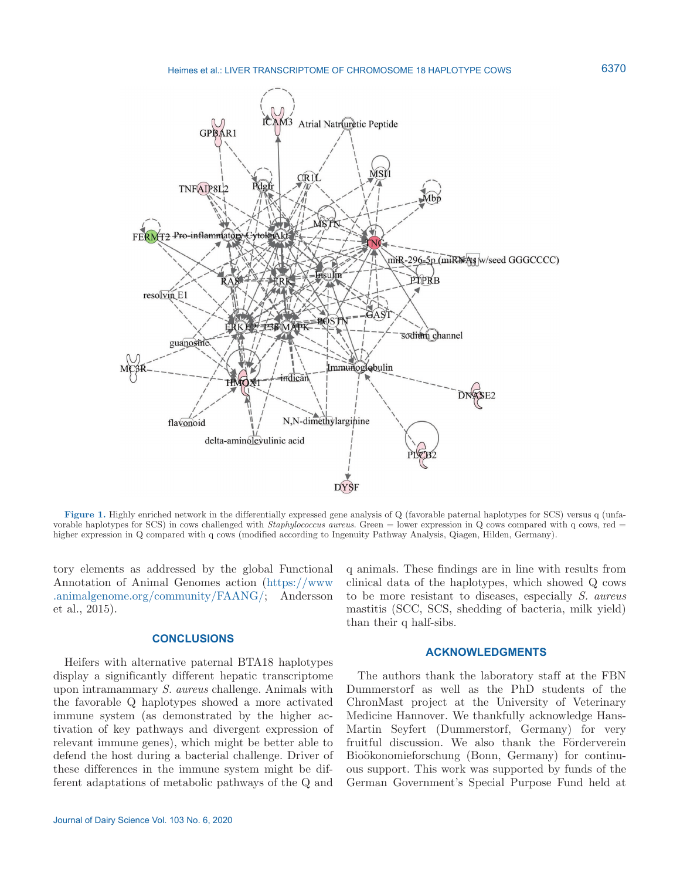Figure 1. Highly enriched network in the differentially expressed gene analysis of Q (favorable paternal haplotypes for SCS) versus q (unfavorable haplotypes for SCS) in cows challenged with *Staphylococcus aureus*. Green = lower expression in Q cows compared with q cows, red = higher expression in Q compared with q cows (modified according to Ingenuity Pathway Analysis, Qiagen, Hilden, Germany).

tory elements as addressed by the global Functional Annotation of Animal Genomes action (https://www.animalgenome.org/community/FAANG/; Andersson et al., 2015).

## CONCLUSIONS

Heifers with alternative paternal BTA18 haplotypes display a significantly different hepatic transcriptome upon intramammary *S. aureus* challenge. Animals with the favorable Q haplotypes showed a more activated immune system (as demonstrated by the higher activation of key pathways and divergent expression of relevant immune genes), which might be better able to defend the host during a bacterial challenge. Driver of these differences in the immune system might be different adaptations of metabolic pathways of the Q and q animals. These findings are in line with results from clinical data of the haplotypes, which showed Q cows to be more resistant to diseases, especially *S. aureus* mastitis (SCC, SCS, shedding of bacteria, milk yield) than their q half-sibs.

## ACKNOWLEDGMENTS

The authors thank the laboratory staff at the FBN Dummerstorf as well as the PhD students of the ChronMast project at the University of Veterinary Medicine Hannover. We thankfully acknowledge Hans-Martin Seyfert (Dummerstorf, Germany) for very fruitful discussion. We also thank the Förderverein Bioökonomieforschung (Bonn, Germany) for continuous support. This work was supported by funds of the German Government's Special Purpose Fund held at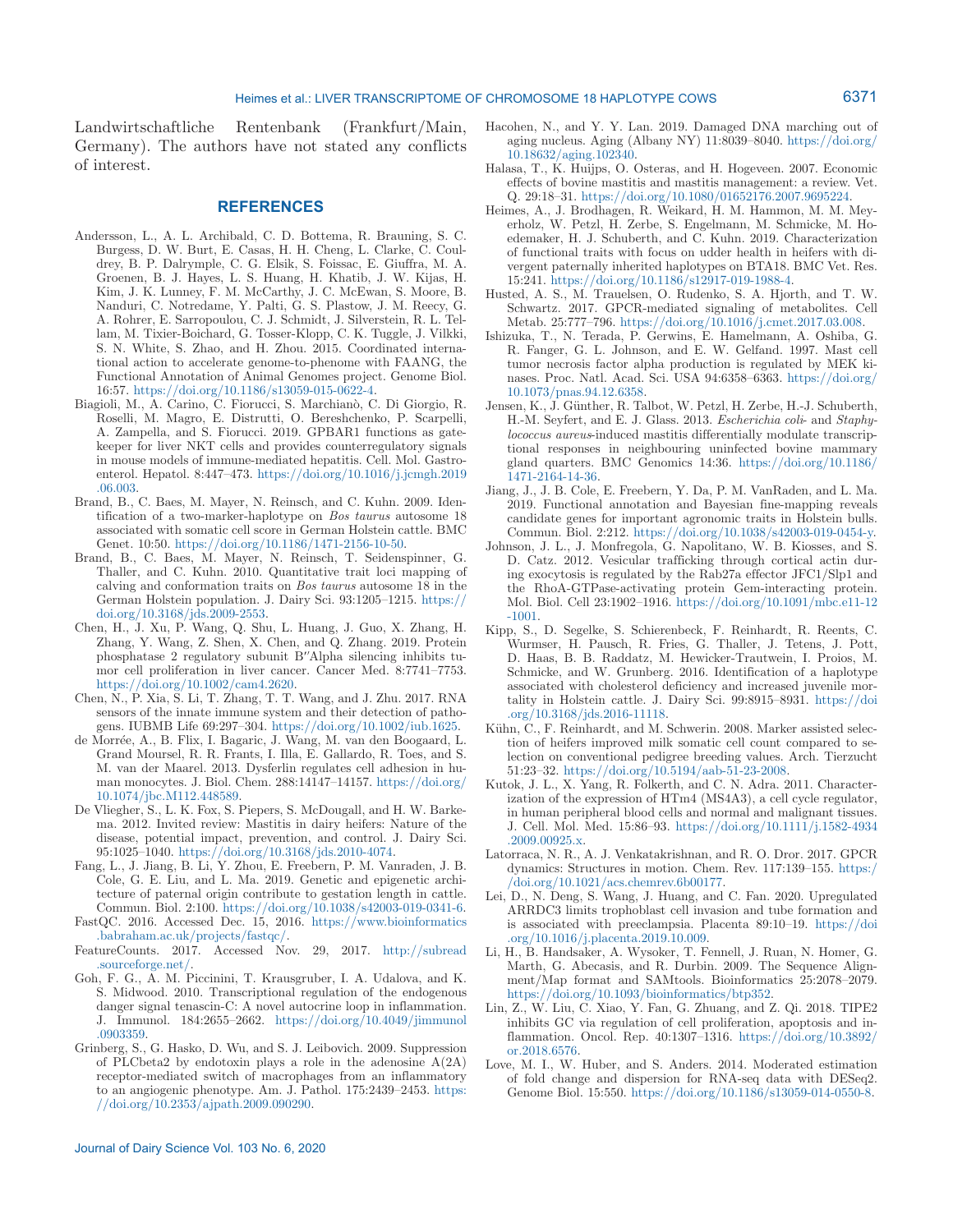Landwirtschaftliche Rentenbank (Frankfurt/Main, Germany). The authors have not stated any conflicts of interest.

## REFERENCES

Andersson, L., A. L. Archibald, C. D. Bottema, R. Brauning, S. C. Burgess, D. W. Burt, E. Casas, H. H. Cheng, L. Clarke, C. Couldrey, B. P. Dalrymple, C. G. Elsik, S. Foissac, E. Giuffra, M. A. Groenen, B. J. Hayes, L. S. Huang, H. Khatib, J. W. Kijas, H. Kim, J. K. Lunney, F. M. McCarthy, J. C. McEwan, S. Moore, B. Nanduri, C. Notredame, Y. Palti, G. S. Plastow, J. M. Reecy, G. A. Rohrer, E. Sarropoulou, C. J. Schmidt, J. Silverstein, R. L. Tellam, M. Tixier-Boichard, G. Tosser-Klopp, C. K. Tuggle, J. Vilkki, S. N. White, S. Zhao, and H. Zhou. 2015. Coordinated international action to accelerate genome-to-phenome with FAANG, the Functional Annotation of Animal Genomes project. Genome Biol. 16:57. https://doi.org/10.1186/s13059-015-0622-4.

Biagioli, M., A. Carino, C. Fiorucci, S. Marchianò, C. Di Giorgio, R. Roselli, M. Magro, E. Distrutti, O. Bereshchenko, P. Scarpelli, A. Zampella, and S. Fiorucci. 2019. GPBAR1 functions as gatekeeper for liver NKT cells and provides counterregulatory signals in mouse models of immune-mediated hepatitis. Cell. Mol. Gastroenterol. Hepatol. 8:447–473. https://doi.org/10.1016/j.jcmgh.2019.06.003.

Brand, B., C. Baes, M. Mayer, N. Reinsch, and C. Kuhn. 2009. Identification of a two-marker-haplotype on *Bos taurus* autosome 18 associated with somatic cell score in German Holstein cattle. BMC Genet. 10:50. https://doi.org/10.1186/1471-2156-10-50.

Brand, B., C. Baes, M. Mayer, N. Reinsch, T. Seidenspinner, G. Thaller, and C. Kuhn. 2010. Quantitative trait loci mapping of calving and conformation traits on *Bos taurus* autosome 18 in the German Holstein population. J. Dairy Sci. 93:1205–1215. https://doi.org/10.3168/jds.2009-2553.

Chen, H., J. Xu, P. Wang, Q. Shu, L. Huang, J. Guo, X. Zhang, H. Zhang, Y. Wang, Z. Shen, X. Chen, and Q. Zhang. 2019. Protein phosphatase 2 regulatory subunit B″Alpha silencing inhibits tumor cell proliferation in liver cancer. Cancer Med. 8:7741–7753. https://doi.org/10.1002/cam4.2620.

Chen, N., P. Xia, S. Li, T. Zhang, T. T. Wang, and J. Zhu. 2017. RNA sensors of the innate immune system and their detection of pathogens. IUBMB Life 69:297–304. https://doi.org/10.1002/iub.1625.

de Morrée, A., B. Flix, I. Bagaric, J. Wang, M. van den Boogaard, L. Grand Moursel, R. R. Frants, I. Illa, E. Gallardo, R. Toes, and S. M. van der Maarel. 2013. Dysferlin regulates cell adhesion in human monocytes. J. Biol. Chem. 288:14147–14157. https://doi.org/10.1074/jbc.M112.448589.

De Vliegher, S., L. K. Fox, S. Piepers, S. McDougall, and H. W. Barkema. 2012. Invited review: Mastitis in dairy heifers: Nature of the disease, potential impact, prevention, and control. J. Dairy Sci. 95:1025–1040. https://doi.org/10.3168/jds.2010-4074.

Fang, L., J. Jiang, B. Li, Y. Zhou, E. Freebern, P. M. Vanraden, J. B. Cole, G. E. Liu, and L. Ma. 2019. Genetic and epigenetic architecture of paternal origin contribute to gestation length in cattle. Commun. Biol. 2:100. https://doi.org/10.1038/s42003-019-0341-6.

FastQC. 2016. Accessed Dec. 15, 2016. https://www.bioinformatics.babraham.ac.uk/projects/fastqc/.

FeatureCounts. 2017. Accessed Nov. 29, 2017. http://subread.sourceforge.net/.

Goh, F. G., A. M. Piccinini, T. Krausgruber, I. A. Udalova, and K. S. Midwood. 2010. Transcriptional regulation of the endogenous danger signal tenascin-C: A novel autocrine loop in inflammation. J. Immunol. 184:2655–2662. https://doi.org/10.4049/jimmunol.0903359.

Grinberg, S., G. Hasko, D. Wu, and S. J. Leibovich. 2009. Suppression of PLCbeta2 by endotoxin plays a role in the adenosine A(2A) receptor-mediated switch of macrophages from an inflammatory to an angiogenic phenotype. Am. J. Pathol. 175:2439–2453. https://doi.org/10.2353/ajpath.2009.090290.

Hacohen, N., and Y. Y. Lan. 2019. Damaged DNA marching out of aging nucleus. Aging (Albany NY) 11:8039–8040. https://doi.org/10.18632/aging.102340.

Halasa, T., K. Huijps, O. Osteras, and H. Hogeveen. 2007. Economic effects of bovine mastitis and mastitis management: a review. Vet. Q. 29:18–31. https://doi.org/10.1080/01652176.2007.9695224.

Heimes, A., J. Brodhagen, R. Weikard, H. M. Hammon, M. M. Meyerholz, W. Petzl, H. Zerbe, S. Engelmann, M. Schmicke, M. Hoedemaker, H. J. Schuberth, and C. Kuhn. 2019. Characterization of functional traits with focus on udder health in heifers with divergent paternally inherited haplotypes on BTA18. BMC Vet. Res. 15:241. https://doi.org/10.1186/s12917-019-1988-4.

Husted, A. S., M. Trauelsen, O. Rudenko, S. A. Hjorth, and T. W. Schwartz. 2017. GPCR-mediated signaling of metabolites. Cell Metab. 25:777–796. https://doi.org/10.1016/j.cmet.2017.03.008.

Ishizuka, T., N. Terada, P. Gerwins, E. Hamelmann, A. Oshiba, G. R. Fanger, G. L. Johnson, and E. W. Gelfand. 1997. Mast cell tumor necrosis factor alpha production is regulated by MEK kinases. Proc. Natl. Acad. Sci. USA 94:6358–6363. https://doi.org/10.1073/pnas.94.12.6358.

Jensen, K., J. Günther, R. Talbot, W. Petzl, H. Zerbe, H.-J. Schuberth, H.-M. Seyfert, and E. J. Glass. 2013. *Escherichia coli*- and *Staphylococcus aureus*-induced mastitis differentially modulate transcriptional responses in neighbouring uninfected bovine mammary gland quarters. BMC Genomics 14:36. https://doi.org/10.1186/1471-2164-14-36.

Jiang, J., J. B. Cole, E. Freebern, Y. Da, P. M. VanRaden, and L. Ma. 2019. Functional annotation and Bayesian fine-mapping reveals candidate genes for important agronomic traits in Holstein bulls. Commun. Biol. 2:212. https://doi.org/10.1038/s42003-019-0454-y.

Johnson, J. L., J. Monfregola, G. Napolitano, W. B. Kiosses, and S. D. Catz. 2012. Vesicular trafficking through cortical actin during exocytosis is regulated by the Rab27a effector JFC1/Slp1 and the RhoA-GTPase-activating protein Gem-interacting protein. Mol. Biol. Cell 23:1902–1916. https://doi.org/10.1091/mbc.e11-12-1001.

Kipp, S., D. Segelke, S. Schierenbeck, F. Reinhardt, R. Reents, C. Wurmser, H. Pausch, R. Fries, G. Thaller, J. Tetens, J. Pott, D. Haas, B. B. Raddatz, M. Hewicker-Trautwein, I. Proios, M. Schmicke, and W. Grunberg. 2016. Identification of a haplotype associated with cholesterol deficiency and increased juvenile mortality in Holstein cattle. J. Dairy Sci. 99:8915–8931. https://doi.org/10.3168/jds.2016-11118.

Kühn, C., F. Reinhardt, and M. Schwerin. 2008. Marker assisted selection of heifers improved milk somatic cell count compared to selection on conventional pedigree breeding values. Arch. Tierzucht 51:23–32. https://doi.org/10.5194/aab-51-23-2008.

Kutok, J. L., X. Yang, R. Folkerth, and C. N. Adra. 2011. Characterization of the expression of HTm4 (MS4A3), a cell cycle regulator, in human peripheral blood cells and normal and malignant tissues. J. Cell. Mol. Med. 15:86–93. https://doi.org/10.1111/j.1582-4934.2009.00925.x.

Latorraca, N. R., A. J. Venkatakrishnan, and R. O. Dror. 2017. GPCR dynamics: Structures in motion. Chem. Rev. 117:139–155. https://doi.org/10.1021/acs.chemrev.6b00177.

Lei, D., N. Deng, S. Wang, J. Huang, and C. Fan. 2020. Upregulated ARRDC3 limits trophoblast cell invasion and tube formation and is associated with preeclampsia. Placenta 89:10–19. https://doi.org/10.1016/j.placenta.2019.10.009.

Li, H., B. Handsaker, A. Wysoker, T. Fennell, J. Ruan, N. Homer, G. Marth, G. Abecasis, and R. Durbin. 2009. The Sequence Alignment/Map format and SAMtools. Bioinformatics 25:2078–2079. https://doi.org/10.1093/bioinformatics/btp352.

Lin, Z., W. Liu, C. Xiao, Y. Fan, G. Zhuang, and Z. Qi. 2018. TIPE2 inhibits GC via regulation of cell proliferation, apoptosis and inflammation. Oncol. Rep. 40:1307–1316. https://doi.org/10.3892/or.2018.6576.

Love, M. I., W. Huber, and S. Anders. 2014. Moderated estimation of fold change and dispersion for RNA-seq data with DESeq2. Genome Biol. 15:550. https://doi.org/10.1186/s13059-014-0550-8.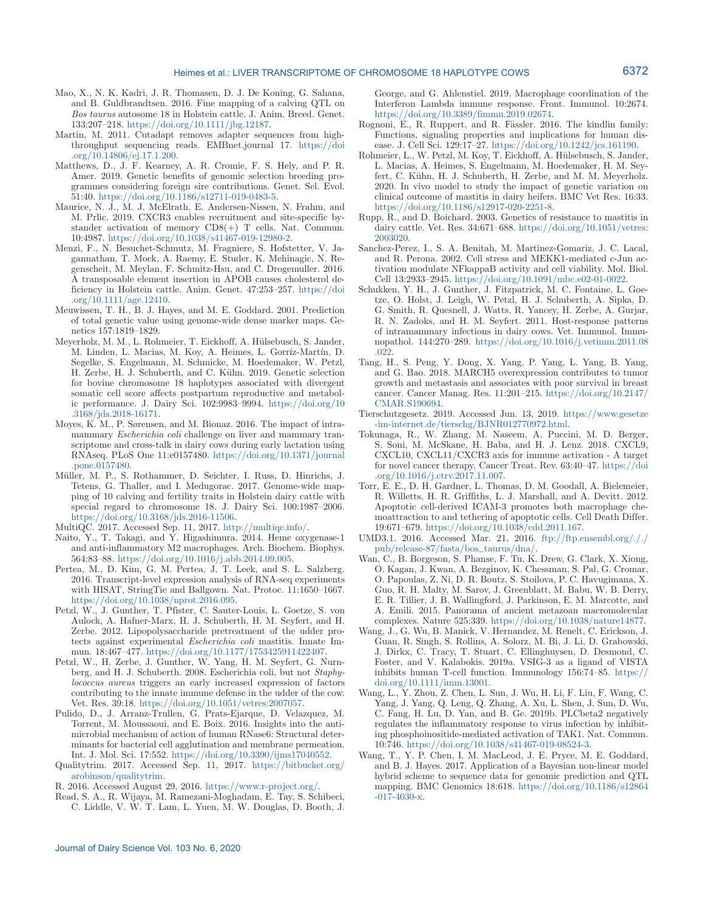Mao, X., N. K. Kadri, J. R. Thomasen, D. J. De Koning, G. Sahana, and B. Guldbrandtsen. 2016. Fine mapping of a calving QTL on *Bos taurus* autosome 18 in Holstein cattle. J. Anim. Breed. Genet. 133:207–218. https://doi.org/10.1111/jbg.12187.

Martin, M. 2011. Cutadapt removes adapter sequences from high-throughput sequencing reads. EMBnet.journal 17. https://doi.org/10.14806/ej.17.1.200.

Matthews, D., J. F. Kearney, A. R. Cromie, F. S. Hely, and P. R. Amer. 2019. Genetic benefits of genomic selection breeding programmes considering foreign sire contributions. Genet. Sel. Evol. 51:40. https://doi.org/10.1186/s12711-019-0483-5.

Maurice, N. J., M. J. McElrath, E. Andersen-Nissen, N. Frahm, and M. Prlic. 2019. CXCR3 enables recruitment and site-specific bystander activation of memory CD8(+) T cells. Nat. Commun. 10:4987. https://doi.org/10.1038/s41467-019-12980-2.

Menzi, F., N. Besuchet-Schmutz, M. Fragniere, S. Hofstetter, V. Jagannathan, T. Mock, A. Raemy, E. Studer, K. Mehinagic, N. Regenscheit, M. Meylan, F. Schmitz-Hsu, and C. Drogemuller. 2016. A transposable element insertion in APOB causes cholesterol deficiency in Holstein cattle. Anim. Genet. 47:253–257. https://doi.org/10.1111/age.12410.

Meuwissen, T. H., B. J. Hayes, and M. E. Goddard. 2001. Prediction of total genetic value using genome-wide dense marker maps. Genetics 157:1819–1829.

Meyerholz, M. M., L. Rohmeier, T. Eickhoff, A. Hülsebusch, S. Jander, M. Linden, L. Macias, M. Koy, A. Heimes, L. Gorríz-Martín, D. Segelke, S. Engelmann, M. Schmicke, M. Hoedemaker, W. Petzl, H. Zerbe, H. J. Schuberth, and C. Kühn. 2019. Genetic selection for bovine chromosome 18 haplotypes associated with divergent somatic cell score affects postpartum reproductive and metabolic performance. J. Dairy Sci. 102:9983–9994. https://doi.org/10.3168/jds.2018-16171.

Moyes, K. M., P. Sørensen, and M. Bionaz. 2016. The impact of intramammary *Escherichia coli* challenge on liver and mammary transcriptome and cross-talk in dairy cows during early lactation using RNAseq. PLoS One 11:e0157480. https://doi.org/10.1371/journal.pone.0157480.

Müller, M. P., S. Rothammer, D. Seichter, I. Russ, D. Hinrichs, J. Tetens, G. Thaller, and I. Medugorac. 2017. Genome-wide mapping of 10 calving and fertility traits in Holstein dairy cattle with special regard to chromosome 18. J. Dairy Sci. 100:1987–2006. https://doi.org/10.3168/jds.2016-11506.

MultiQC. 2017. Accessed Sep. 11, 2017. http://multiqc.info/.

Naito, Y., T. Takagi, and Y. Higashimura. 2014. Heme oxygenase-1 and anti-inflammatory M2 macrophages. Arch. Biochem. Biophys. 564:83–88. https://doi.org/10.1016/j.abb.2014.09.005.

Pertea, M., D. Kim, G. M. Pertea, J. T. Leek, and S. L. Salzberg. 2016. Transcript-level expression analysis of RNA-seq experiments with HISAT, StringTie and Ballgown. Nat. Protoc. 11:1650–1667. https://doi.org/10.1038/nprot.2016.095.

Petzl, W., J. Gunther, T. Pfister, C. Sauter-Louis, L. Goetze, S. von Aulock, A. Hafner-Marx, H. J. Schuberth, H. M. Seyfert, and H. Zerbe. 2012. Lipopolysaccharide pretreatment of the udder protects against experimental *Escherichia coli* mastitis. Innate Immun. 18:467–477. https://doi.org/10.1177/1753425911422407.

Petzl, W., H. Zerbe, J. Gunther, W. Yang, H. M. Seyfert, G. Nurnberg, and H. J. Schuberth. 2008. Escherichia coli, but not *Staphylococcus aureus* triggers an early increased expression of factors contributing to the innate immune defense in the udder of the cow. Vet. Res. 39:18. https://doi.org/10.1051/vetres:2007057.

Pulido, D., J. Arranz-Trullen, G. Prats-Ejarque, D. Velazquez, M. Torrent, M. Moussaoui, and E. Boix. 2016. Insights into the antimicrobial mechanism of action of human RNase6: Structural determinants for bacterial cell agglutination and membrane permeation. Int. J. Mol. Sci. 17:552. https://doi.org/10.3390/ijms17040552.

Qualitytrim. 2017. Accessed Sep. 11, 2017. https://bitbucket.org/arobinson/qualitytrim.

R. 2016. Accessed August 29, 2016. https://www.r-project.org/.

Read, S. A., R. Wijaya, M. Ramezani-Moghadam, E. Tay, S. Schibeci, C. Liddle, V. W. T. Lam, L. Yuen, M. W. Douglas, D. Booth, J. George, and G. Ahlenstiel. 2019. Macrophage coordination of the Interferon Lambda immune response. Front. Immunol. 10:2674. https://doi.org/10.3389/fimmu.2019.02674.

Rognoni, E., R. Ruppert, and R. Fässler. 2016. The kindlin family: Functions, signaling properties and implications for human disease. J. Cell Sci. 129:17–27. https://doi.org/10.1242/jcs.161190.

Rohmeier, L., W. Petzl, M. Koy, T. Eickhoff, A. Hülsebusch, S. Jander, L. Macias, A. Heimes, S. Engelmann, M. Hoedemaker, H. M. Seyfert, C. Kühn, H. J. Schuberth, H. Zerbe, and M. M. Meyerholz. 2020. In vivo model to study the impact of genetic variation on clinical outcome of mastitis in dairy heifers. BMC Vet Res. 16:33. https://doi.org/10.1186/s12917-020-2251-8.

Rupp, R., and D. Boichard. 2003. Genetics of resistance to mastitis in dairy cattle. Vet. Res. 34:671–688. https://doi.org/10.1051/vetres:2003020.

Sanchez-Perez, I., S. A. Benitah, M. Martinez-Gomariz, J. C. Lacal, and R. Perona. 2002. Cell stress and MEKK1-mediated c-Jun activation modulate NFkappaB activity and cell viability. Mol. Biol. Cell 13:2933–2945. https://doi.org/10.1091/mbc.e02-01-0022.

Schukken, Y. H., J. Gunther, J. Fitzpatrick, M. C. Fontaine, L. Goetze, O. Holst, J. Leigh, W. Petzl, H. J. Schuberth, A. Sipka, D. G. Smith, R. Quesnell, J. Watts, R. Yancey, H. Zerbe, A. Gurjar, R. N. Zadoks, and H. M. Seyfert. 2011. Host-response patterns of intramammary infections in dairy cows. Vet. Immunol. Immunopathol. 144:270–289. https://doi.org/10.1016/j.vetimm.2011.08.022.

Tang, H., S. Peng, Y. Dong, X. Yang, P. Yang, L. Yang, B. Yang, and G. Bao. 2018. MARCH5 overexpression contributes to tumor growth and metastasis and associates with poor survival in breast cancer. Cancer Manag. Res. 11:201–215. https://doi.org/10.2147/CMAR.S190694.

Tierschutzgesetz. 2019. Accessed Jun. 13, 2019. https://www.gesetze-im-internet.de/tierschg/BJNR012770972.html.

Tokunaga, R., W. Zhang, M. Naseem, A. Puccini, M. D. Berger, S. Soni, M. McSkane, H. Baba, and H. J. Lenz. 2018. CXCL9, CXCL10, CXCL11/CXCR3 axis for immune activation - A target for novel cancer therapy. Cancer Treat. Rev. 63:40–47. https://doi.org/10.1016/j.ctrv.2017.11.007.

Torr, E. E., D. H. Gardner, L. Thomas, D. M. Goodall, A. Bielemeier, R. Willetts, H. R. Griffiths, L. J. Marshall, and A. Devitt. 2012. Apoptotic cell-derived ICAM-3 promotes both macrophage chemoattraction to and tethering of apoptotic cells. Cell Death Differ. 19:671–679. https://doi.org/10.1038/cdd.2011.167.

UMD3.1. 2016. Accessed Mar. 21, 2016. ftp://ftp.ensembl.org/./pub/release-87/fasta/bos_taurus/dna/.

Wan, C., B. Borgeson, S. Phanse, F. Tu, K. Drew, G. Clark, X. Xiong, O. Kagan, J. Kwan, A. Bezginov, K. Chessman, S. Pal, G. Cromar, O. Papoulas, Z. Ni, D. R. Boutz, S. Stoilova, P. C. Havugimana, X. Guo, R. H. Malty, M. Sarov, J. Greenblatt, M. Babu, W. B. Derry, E. R. Tillier, J. B. Wallingford, J. Parkinson, E. M. Marcotte, and A. Emili. 2015. Panorama of ancient metazoan macromolecular complexes. Nature 525:339. https://doi.org/10.1038/nature14877.

Wang, J., G. Wu, B. Manick, V. Hernandez, M. Renelt, C. Erickson, J. Guan, R. Singh, S. Rollins, A. Solorz, M. Bi, J. Li, D. Grabowski, J. Dirkx, C. Tracy, T. Stuart, C. Ellinghuysen, D. Desmond, C. Foster, and V. Kalabokis. 2019a. VSIG-3 as a ligand of VISTA inhibits human T-cell function. Immunology 156:74–85. https://doi.org/10.1111/imm.13001.

Wang, L., Y. Zhou, Z. Chen, L. Sun, J. Wu, H. Li, F. Liu, F. Wang, C. Yang, J. Yang, Q. Leng, Q. Zhang, A. Xu, L. Shen, J. Sun, D. Wu, C. Fang, H. Lu, D. Yan, and B. Ge. 2019b. PLCbeta2 negatively regulates the inflammatory response to virus infection by inhibiting phosphoinositide-mediated activation of TAK1. Nat. Commun. 10:746. https://doi.org/10.1038/s41467-019-08524-3.

Wang, T., Y. P. Chen, I. M. MacLeod, J. E. Pryce, M. E. Goddard, and B. J. Hayes. 2017. Application of a Bayesian non-linear model hybrid scheme to sequence data for genomic prediction and QTL mapping. BMC Genomics 18:618. https://doi.org/10.1186/s12864-017-4030-x.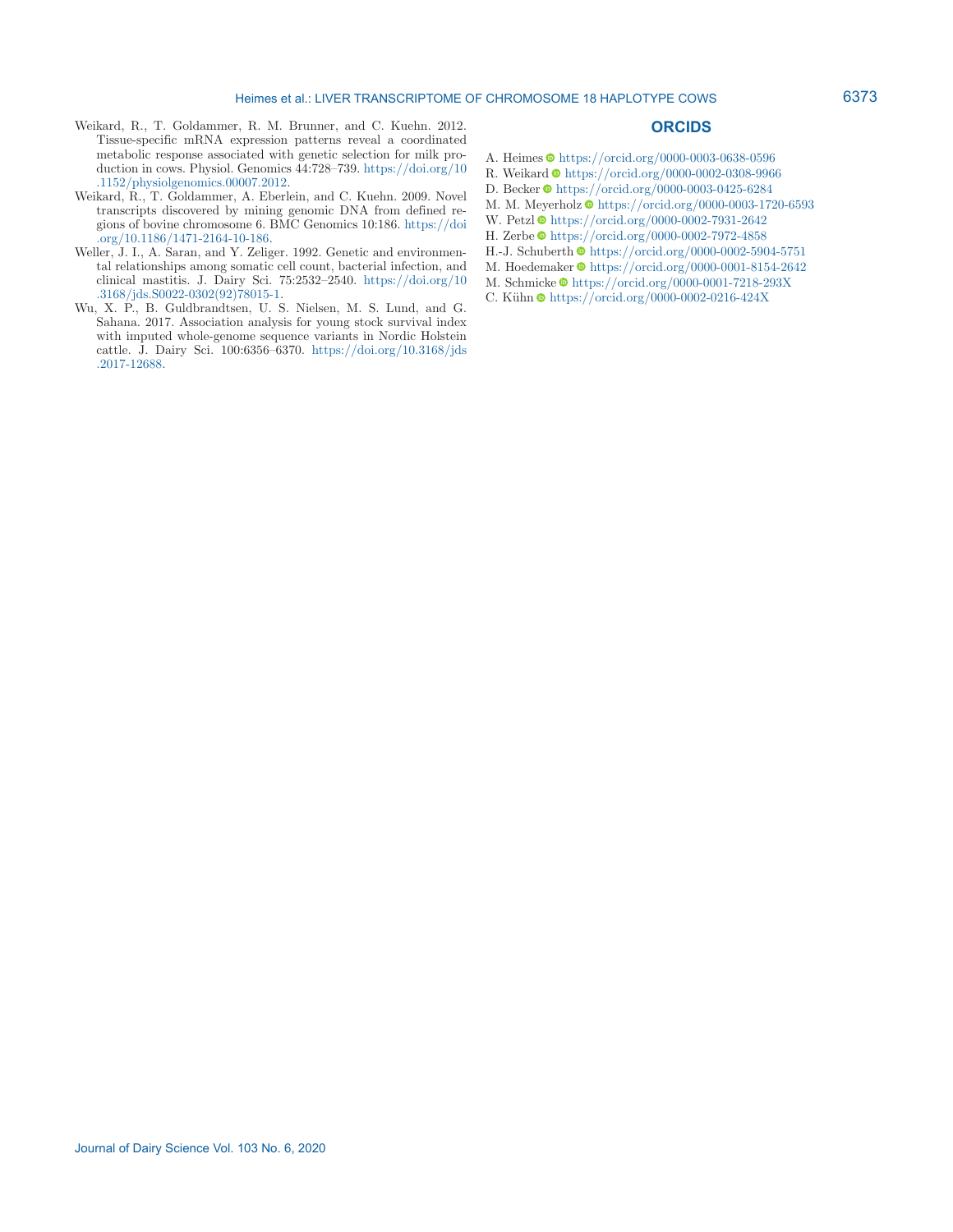Weikard, R., T. Goldammer, R. M. Brunner, and C. Kuehn. 2012. Tissue-specific mRNA expression patterns reveal a coordinated metabolic response associated with genetic selection for milk production in cows. Physiol. Genomics 44:728–739. https://doi.org/10.1152/physiolgenomics.00007.2012.

Weikard, R., T. Goldammer, A. Eberlein, and C. Kuehn. 2009. Novel transcripts discovered by mining genomic DNA from defined regions of bovine chromosome 6. BMC Genomics 10:186. https://doi.org/10.1186/1471-2164-10-186.

Weller, J. I., A. Saran, and Y. Zeliger. 1992. Genetic and environmental relationships among somatic cell count, bacterial infection, and clinical mastitis. J. Dairy Sci. 75:2532–2540. https://doi.org/10.3168/jds.S0022-0302(92)78015-1.

Wu, X. P., B. Guldbrandtsen, U. S. Nielsen, M. S. Lund, and G. Sahana. 2017. Association analysis for young stock survival index with imputed whole-genome sequence variants in Nordic Holstein cattle. J. Dairy Sci. 100:6356–6370. https://doi.org/10.3168/jds.2017-12688.

## ORCIDS

A. Heimes https://orcid.org/0000-0003-0638-0596
R. Weikard https://orcid.org/0000-0002-0308-9966
D. Becker https://orcid.org/0000-0003-0425-6284
M. M. Meyerholz https://orcid.org/0000-0003-1720-6593
W. Petzl https://orcid.org/0000-0002-7931-2642
H. Zerbe https://orcid.org/0000-0002-7972-4858
H.-J. Schuberth https://orcid.org/0000-0002-5904-5751
M. Hoedemaker https://orcid.org/0000-0001-8154-2642
M. Schmicke https://orcid.org/0000-0001-7218-293X
C. Kühn https://orcid.org/0000-0002-0216-424X